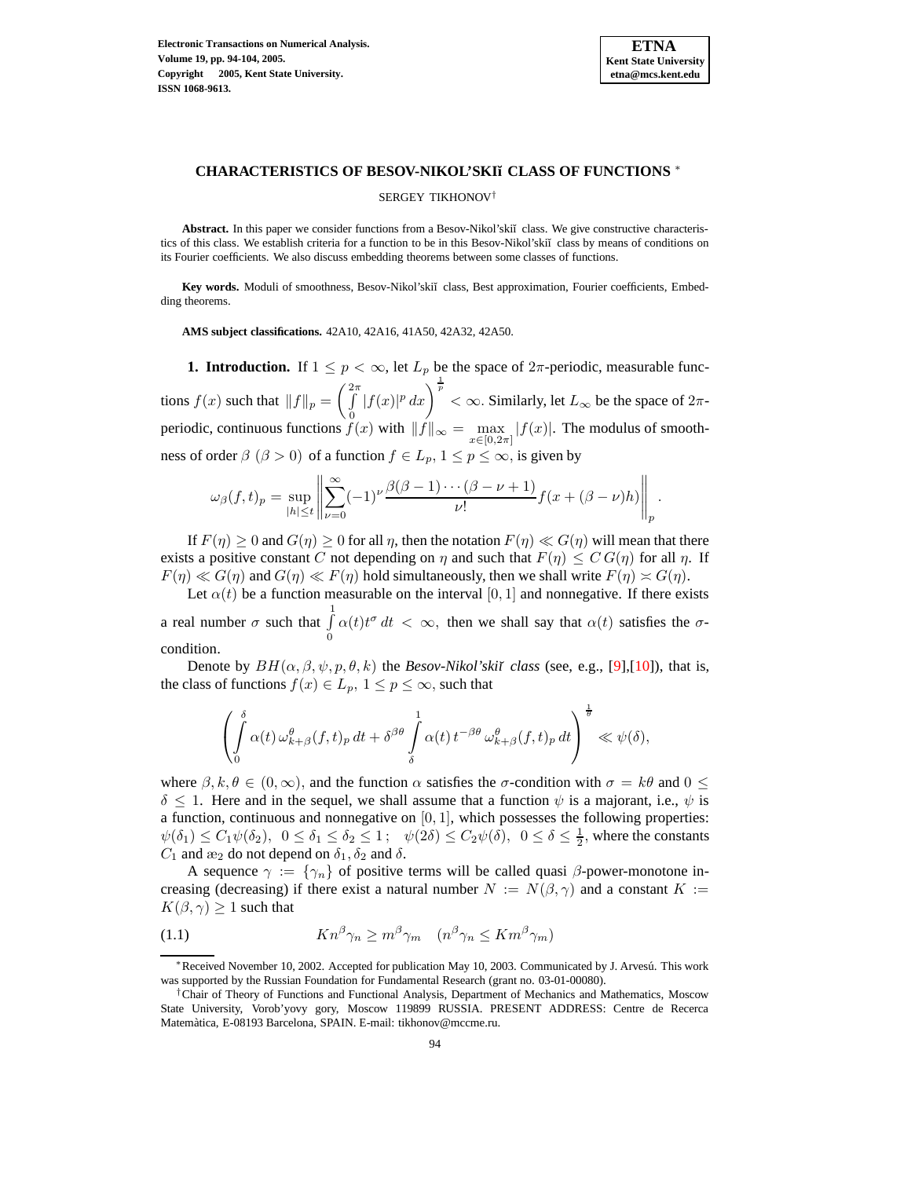# CHARACTERISTICS OF BESOV-NIKOL'SKIĬ CLASS OF FUNCTIONS *

SERGEY TIKHONOV†

**Abstract.** In this paper we consider functions from a Besov-Nikol'skiĭ class. We give constructive characteristics of this class. We establish criteria for a function to be in this Besov-Nikol'skiĭ class by means of conditions on its Fourier coefficients. We also discuss embedding theorems between some classes of functions.

**Key words.** Moduli of smoothness, Besov-Nikol'skiĭ class, Best approximation, Fourier coefficients, Embedding theorems.

**AMS subject classifications.** 42A10, 42A16, 41A50, 42A32, 42A50.

**1. Introduction.** If $1 \le p < \infty$, let $L_p$ be the space of $2\pi$-periodic, measurable functions $f(x)$ such that $\|f\|_p = \left( \int\limits_0^{2\pi} |f(x)|^p \, dx \right)^{\frac{1}{p}} < \infty$. Similarly, let $L_\infty$ be the space of $2\pi$-periodic, continuous functions $f(x)$ with $\|f\|_\infty = \max\limits_{x \in [0, 2\pi]} |f(x)|$. The modulus of smoothness of order $\beta$ $(\beta > 0)$ of a function $f \in L_p$, $1 \le p \le \infty$, is given by

$$\omega_\beta(f,t)_p = \sup_{|h| \le t} \left\| \sum_{\nu=0}^{\infty} (-1)^\nu \frac{\beta(\beta-1)\cdots(\beta-\nu+1)}{\nu!} f(x + (\beta - \nu)h) \right\|_p .$$

If $F(\eta) \ge 0$ and $G(\eta) \ge 0$ for all $\eta$, then the notation $F(\eta) \ll G(\eta)$ will mean that there exists a positive constant $C$ not depending on $\eta$ and such that $F(\eta) \le C\, G(\eta)$ for all $\eta$. If $F(\eta) \ll G(\eta)$ and $G(\eta) \ll F(\eta)$ hold simultaneously, then we shall write $F(\eta) \asymp G(\eta)$.

Let $\alpha(t)$ be a function measurable on the interval $[0,1]$ and nonnegative. If there exists a real number $\sigma$ such that $\int\limits_0^1 \alpha(t) t^\sigma \, dt < \infty$, then we shall say that $\alpha(t)$ satisfies the $\sigma$-condition.

Denote by $BH(\alpha, \beta, \psi, p, \theta, k)$ the *Besov-Nikol'skiĭ class* (see, e.g., [9],[10]), that is, the class of functions $f(x) \in L_p$, $1 \le p \le \infty$, such that

$$\left( \int\limits_0^\delta \alpha(t)\, \omega_{k+\beta}^\theta(f,t)_p \, dt + \delta^{\beta\theta} \int\limits_\delta^1 \alpha(t)\, t^{-\beta\theta}\, \omega_{k+\beta}^\theta(f,t)_p \, dt \right)^{\frac{1}{\theta}} \ll \psi(\delta),$$

where $\beta, k, \theta \in (0, \infty)$, and the function $\alpha$ satisfies the $\sigma$-condition with $\sigma = k\theta$ and $0 \le \delta \le 1$. Here and in the sequel, we shall assume that a function $\psi$ is a majorant, i.e., $\psi$ is a function, continuous and nonnegative on $[0,1]$, which possesses the following properties: $\psi(\delta_1) \le C_1 \psi(\delta_2)$, $0 \le \delta_1 \le \delta_2 \le 1$; $\psi(2\delta) \le C_2 \psi(\delta)$, $0 \le \delta \le \frac{1}{2}$, where the constants $C_1$ and æ$_2$ do not depend on $\delta_1, \delta_2$ and $\delta$.

A sequence $\gamma := \{\gamma_n\}$ of positive terms will be called quasi $\beta$-power-monotone increasing (decreasing) if there exist a natural number $N := N(\beta, \gamma)$ and a constant $K := K(\beta, \gamma) \ge 1$ such that

$$K n^\beta \gamma_n \ge m^\beta \gamma_m \quad (n^\beta \gamma_n \le K m^\beta \gamma_m) \tag{1.1}$$

---

*Received November 10, 2002. Accepted for publication May 10, 2003. Communicated by J. Arvesú. This work was supported by the Russian Foundation for Fundamental Research (grant no. 03-01-00080).

†Chair of Theory of Functions and Functional Analysis, Department of Mechanics and Mathematics, Moscow State University, Vorob'yovy gory, Moscow 119899 RUSSIA. PRESENT ADDRESS: Centre de Recerca Matemàtica, E-08193 Barcelona, SPAIN. E-mail: tikhonov@mccme.ru.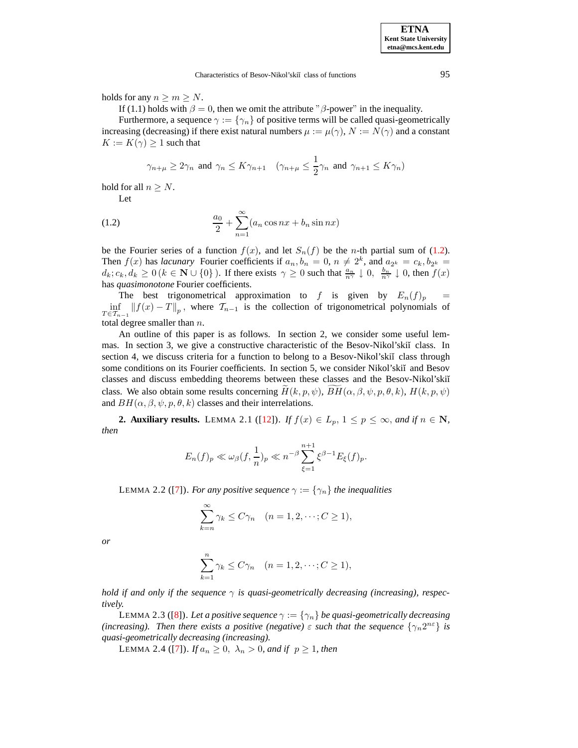holds for any $n \geq m \geq N$.

If (1.1) holds with $\beta = 0$, then we omit the attribute "$\beta$-power" in the inequality.

Furthermore, a sequence $\gamma := \{\gamma_n\}$ of positive terms will be called quasi-geometrically increasing (decreasing) if there exist natural numbers $\mu := \mu(\gamma)$, $N := N(\gamma)$ and a constant $K := K(\gamma) \geq 1$ such that

$$\gamma_{n+\mu} \geq 2\gamma_n \text{ and } \gamma_n \leq K\gamma_{n+1} \quad (\gamma_{n+\mu} \leq \frac{1}{2}\gamma_n \text{ and } \gamma_{n+1} \leq K\gamma_n)$$

hold for all $n \geq N$.

Let

$$\frac{a_0}{2} + \sum_{n=1}^{\infty}(a_n \cos nx + b_n \sin nx) \tag{1.2}$$

be the Fourier series of a function $f(x)$, and let $S_n(f)$ be the $n$-th partial sum of (1.2). Then $f(x)$ has *lacunary* Fourier coefficients if $a_n, b_n = 0$, $n \neq 2^k$, and $a_{2^k} = c_k, b_{2^k} = d_k; c_k, d_k \geq 0\,(k \in \mathbf{N} \cup \{0\})$. If there exists $\gamma \geq 0$ such that $\frac{a_n}{n^\gamma} \downarrow 0$, $\frac{b_n}{n^\gamma} \downarrow 0$, then $f(x)$ has *quasimonotone* Fourier coefficients.

The best trigonometrical approximation to $f$ is given by $E_n(f)_p = \inf\limits_{T \in \mathcal{T}_{n-1}} \|f(x) - T\|_p$, where $\mathcal{T}_{n-1}$ is the collection of trigonometrical polynomials of total degree smaller than $n$.

An outline of this paper is as follows. In section 2, we consider some useful lemmas. In section 3, we give a constructive characteristic of the Besov-Nikol'skiĭ class. In section 4, we discuss criteria for a function to belong to a Besov-Nikol'skiĭ class through some conditions on its Fourier coefficients. In section 5, we consider Nikol'skiĭ and Besov classes and discuss embedding theorems between these classes and the Besov-Nikol'skiĭ class. We also obtain some results concerning $\widetilde{H}(k, p, \psi)$, $\widetilde{BH}(\alpha, \beta, \psi, p, \theta, k)$, $H(k, p, \psi)$ and $BH(\alpha, \beta, \psi, p, \theta, k)$ classes and their interrelations.

## 2. Auxiliary results.

LEMMA 2.1 ([12]). *If $f(x) \in L_p$, $1 \leq p \leq \infty$, and if $n \in \mathbf{N}$, then*

$$E_n(f)_p \ll \omega_\beta(f, \frac{1}{n})_p \ll n^{-\beta} \sum_{\xi=1}^{n+1} \xi^{\beta-1} E_\xi(f)_p.$$

LEMMA 2.2 ([7]). *For any positive sequence $\gamma := \{\gamma_n\}$ the inequalities*

$$\sum_{k=n}^{\infty} \gamma_k \leq C\gamma_n \quad (n = 1, 2, \cdots; C \geq 1),$$

*or*

$$\sum_{k=1}^{n} \gamma_k \leq C\gamma_n \quad (n = 1, 2, \cdots; C \geq 1),$$

*hold if and only if the sequence $\gamma$ is quasi-geometrically decreasing (increasing), respectively.*

LEMMA 2.3 ([8]). *Let a positive sequence $\gamma := \{\gamma_n\}$ be quasi-geometrically decreasing (increasing). Then there exists a positive (negative) $\varepsilon$ such that the sequence $\{\gamma_n 2^{n\varepsilon}\}$ is quasi-geometrically decreasing (increasing).*

LEMMA 2.4 ([7]). *If $a_n \geq 0$, $\lambda_n > 0$, and if $p \geq 1$, then*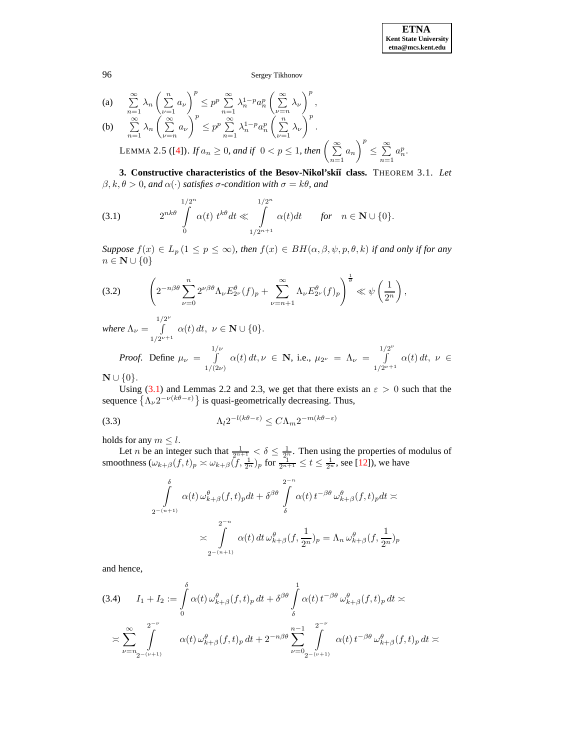(a) $\sum\limits_{n=1}^{\infty} \lambda_n \left( \sum\limits_{\nu=1}^{n} a_\nu \right)^p \leq p^p \sum\limits_{n=1}^{\infty} \lambda_n^{1-p} a_n^p \left( \sum\limits_{\nu=n}^{\infty} \lambda_\nu \right)^p$,

(b) $\sum\limits_{n=1}^{\infty} \lambda_n \left( \sum\limits_{\nu=n}^{\infty} a_\nu \right)^p \leq p^p \sum\limits_{n=1}^{\infty} \lambda_n^{1-p} a_n^p \left( \sum\limits_{\nu=1}^{n} \lambda_\nu \right)^p$.

LEMMA 2.5 ([4]). *If $a_n \geq 0$, and if $0 < p \leq 1$, then* $\left( \sum\limits_{n=1}^{\infty} a_n \right)^p \leq \sum\limits_{n=1}^{\infty} a_n^p$.

**3. Constructive characteristics of the Besov-Nikol'skiĭ class.** THEOREM 3.1. *Let $\beta, k, \theta > 0$, and $\alpha(\cdot)$ satisfies $\sigma$-condition with $\sigma = k\theta$, and*

$$2^{nk\theta} \int\limits_0^{1/2^n} \alpha(t)\, t^{k\theta} dt \ll \int\limits_{1/2^{n+1}}^{1/2^n} \alpha(t) dt \qquad \text{for} \quad n \in \mathbf{N} \cup \{0\}. \tag{3.1}$$

*Suppose $f(x) \in L_p\, (1 \leq p \leq \infty)$, then $f(x) \in BH(\alpha, \beta, \psi, p, \theta, k)$ if and only if for any $n \in \mathbf{N} \cup \{0\}$*

$$\left( 2^{-n\beta\theta} \sum_{\nu=0}^{n} 2^{\nu\beta\theta} \Lambda_\nu E_{2^\nu}^\theta (f)_p + \sum_{\nu=n+1}^{\infty} \Lambda_\nu E_{2^\nu}^\theta (f)_p \right)^{\frac{1}{\theta}} \ll \psi\left( \frac{1}{2^n} \right), \tag{3.2}$$

*where $\Lambda_\nu = \int\limits_{1/2^{\nu+1}}^{1/2^\nu} \alpha(t)\, dt,\ \nu \in \mathbf{N} \cup \{0\}$.*

*Proof.* Define $\mu_\nu = \int\limits_{1/(2\nu)}^{1/\nu} \alpha(t)\, dt, \nu \in \mathbf{N}$, i.e., $\mu_{2^\nu} = \Lambda_\nu = \int\limits_{1/2^{\nu+1}}^{1/2^\nu} \alpha(t)\, dt,\ \nu \in \mathbf{N} \cup \{0\}$.

Using (3.1) and Lemmas 2.2 and 2.3, we get that there exists an $\varepsilon > 0$ such that the sequence $\left\{ \Lambda_\nu 2^{-\nu(k\theta - \varepsilon)} \right\}$ is quasi-geometrically decreasing. Thus,

$$\Lambda_l 2^{-l(k\theta-\varepsilon)} \leq C \Lambda_m 2^{-m(k\theta-\varepsilon)} \tag{3.3}$$

holds for any $m \leq l$.

Let $n$ be an integer such that $\frac{1}{2^{n+1}} < \delta \leq \frac{1}{2^n}$. Then using the properties of modulus of smoothness ($\omega_{k+\beta}(f,t)_p \asymp \omega_{k+\beta}(f, \frac{1}{2^n})_p$ for $\frac{1}{2^{n+1}} \leq t \leq \frac{1}{2^n}$, see [12]), we have

$$\int\limits_{2^{-(n+1)}}^{\delta} \alpha(t)\, \omega_{k+\beta}^\theta (f,t)_p dt + \delta^{\beta\theta} \int\limits_{\delta}^{2^{-n}} \alpha(t)\, t^{-\beta\theta}\, \omega_{k+\beta}^\theta (f,t)_p dt \asymp$$

$$\asymp \int\limits_{2^{-(n+1)}}^{2^{-n}} \alpha(t)\, dt\, \omega_{k+\beta}^\theta (f, \frac{1}{2^n})_p = \Lambda_n\, \omega_{k+\beta}^\theta (f, \frac{1}{2^n})_p$$

and hence,

$$I_1 + I_2 := \int\limits_0^{\delta} \alpha(t)\, \omega_{k+\beta}^\theta (f,t)_p\, dt + \delta^{\beta\theta} \int\limits_{\delta}^{1} \alpha(t)\, t^{-\beta\theta}\, \omega_{k+\beta}^\theta (f,t)_p\, dt \asymp \tag{3.4}$$

$$\asymp \sum_{\nu=n}^{\infty} \int\limits_{2^{-(\nu+1)}}^{2^{-\nu}} \alpha(t)\, \omega_{k+\beta}^\theta (f,t)_p\, dt + 2^{-n\beta\theta} \sum_{\nu=0}^{n-1} \int\limits_{2^{-(\nu+1)}}^{2^{-\nu}} \alpha(t)\, t^{-\beta\theta}\, \omega_{k+\beta}^\theta (f,t)_p\, dt \asymp$$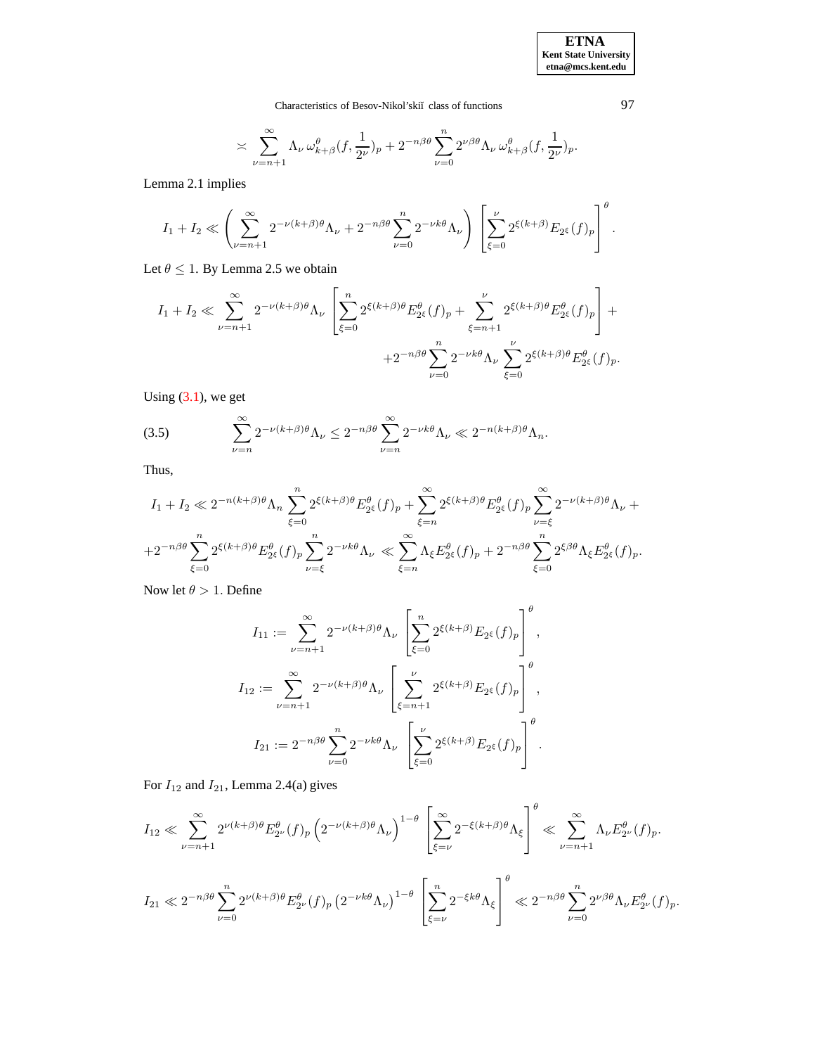$$\asymp \sum_{\nu=n+1}^{\infty} \Lambda_\nu \, \omega_{k+\beta}^\theta(f, \frac{1}{2^\nu})_p + 2^{-n\beta\theta} \sum_{\nu=0}^{n} 2^{\nu\beta\theta} \Lambda_\nu \, \omega_{k+\beta}^\theta(f, \frac{1}{2^\nu})_p.$$

Lemma 2.1 implies

$$I_1 + I_2 \ll \left( \sum_{\nu=n+1}^{\infty} 2^{-\nu(k+\beta)\theta} \Lambda_\nu + 2^{-n\beta\theta} \sum_{\nu=0}^{n} 2^{-\nu k\theta} \Lambda_\nu \right) \left[ \sum_{\xi=0}^{\nu} 2^{\xi(k+\beta)} E_{2^\xi}(f)_p \right]^\theta.$$

Let $\theta \leq 1$. By Lemma 2.5 we obtain

$$I_1 + I_2 \ll \sum_{\nu=n+1}^{\infty} 2^{-\nu(k+\beta)\theta} \Lambda_\nu \left[ \sum_{\xi=0}^{n} 2^{\xi(k+\beta)\theta} E_{2^\xi}^\theta(f)_p + \sum_{\xi=n+1}^{\nu} 2^{\xi(k+\beta)\theta} E_{2^\xi}^\theta(f)_p \right] +$$

$$+ 2^{-n\beta\theta} \sum_{\nu=0}^{n} 2^{-\nu k\theta} \Lambda_\nu \sum_{\xi=0}^{\nu} 2^{\xi(k+\beta)\theta} E_{2^\xi}^\theta(f)_p.$$

Using (3.1), we get

$$\sum_{\nu=n}^{\infty} 2^{-\nu(k+\beta)\theta} \Lambda_\nu \leq 2^{-n\beta\theta} \sum_{\nu=n}^{\infty} 2^{-\nu k\theta} \Lambda_\nu \ll 2^{-n(k+\beta)\theta} \Lambda_n. \tag{3.5}$$

Thus,

$$I_1 + I_2 \ll 2^{-n(k+\beta)\theta} \Lambda_n \sum_{\xi=0}^{n} 2^{\xi(k+\beta)\theta} E_{2^\xi}^\theta(f)_p + \sum_{\xi=n}^{\infty} 2^{\xi(k+\beta)\theta} E_{2^\xi}^\theta(f)_p \sum_{\nu=\xi}^{\infty} 2^{-\nu(k+\beta)\theta} \Lambda_\nu +$$

$$+ 2^{-n\beta\theta} \sum_{\xi=0}^{n} 2^{\xi(k+\beta)\theta} E_{2^\xi}^\theta(f)_p \sum_{\nu=\xi}^{n} 2^{-\nu k\theta} \Lambda_\nu \ll \sum_{\xi=n}^{\infty} \Lambda_\xi E_{2^\xi}^\theta(f)_p + 2^{-n\beta\theta} \sum_{\xi=0}^{n} 2^{\xi\beta\theta} \Lambda_\xi E_{2^\xi}^\theta(f)_p.$$

Now let $\theta > 1$. Define

$$I_{11} := \sum_{\nu=n+1}^{\infty} 2^{-\nu(k+\beta)\theta} \Lambda_\nu \left[ \sum_{\xi=0}^{n} 2^{\xi(k+\beta)} E_{2^\xi}(f)_p \right]^\theta,$$

$$I_{12} := \sum_{\nu=n+1}^{\infty} 2^{-\nu(k+\beta)\theta} \Lambda_\nu \left[ \sum_{\xi=n+1}^{\nu} 2^{\xi(k+\beta)} E_{2^\xi}(f)_p \right]^\theta,$$

$$I_{21} := 2^{-n\beta\theta} \sum_{\nu=0}^{n} 2^{-\nu k\theta} \Lambda_\nu \left[ \sum_{\xi=0}^{\nu} 2^{\xi(k+\beta)} E_{2^\xi}(f)_p \right]^\theta.$$

For $I_{12}$ and $I_{21}$, Lemma 2.4(a) gives

$$I_{12} \ll \sum_{\nu=n+1}^{\infty} 2^{\nu(k+\beta)\theta} E_{2^\nu}^\theta(f)_p \left( 2^{-\nu(k+\beta)\theta} \Lambda_\nu \right)^{1-\theta} \left[ \sum_{\xi=\nu}^{\infty} 2^{-\xi(k+\beta)\theta} \Lambda_\xi \right]^\theta \ll \sum_{\nu=n+1}^{\infty} \Lambda_\nu E_{2^\nu}^\theta(f)_p.$$

$$I_{21} \ll 2^{-n\beta\theta} \sum_{\nu=0}^{n} 2^{\nu(k+\beta)\theta} E_{2^\nu}^\theta(f)_p \left( 2^{-\nu k\theta} \Lambda_\nu \right)^{1-\theta} \left[ \sum_{\xi=\nu}^{n} 2^{-\xi k\theta} \Lambda_\xi \right]^\theta \ll 2^{-n\beta\theta} \sum_{\nu=0}^{n} 2^{\nu\beta\theta} \Lambda_\nu E_{2^\nu}^\theta(f)_p.$$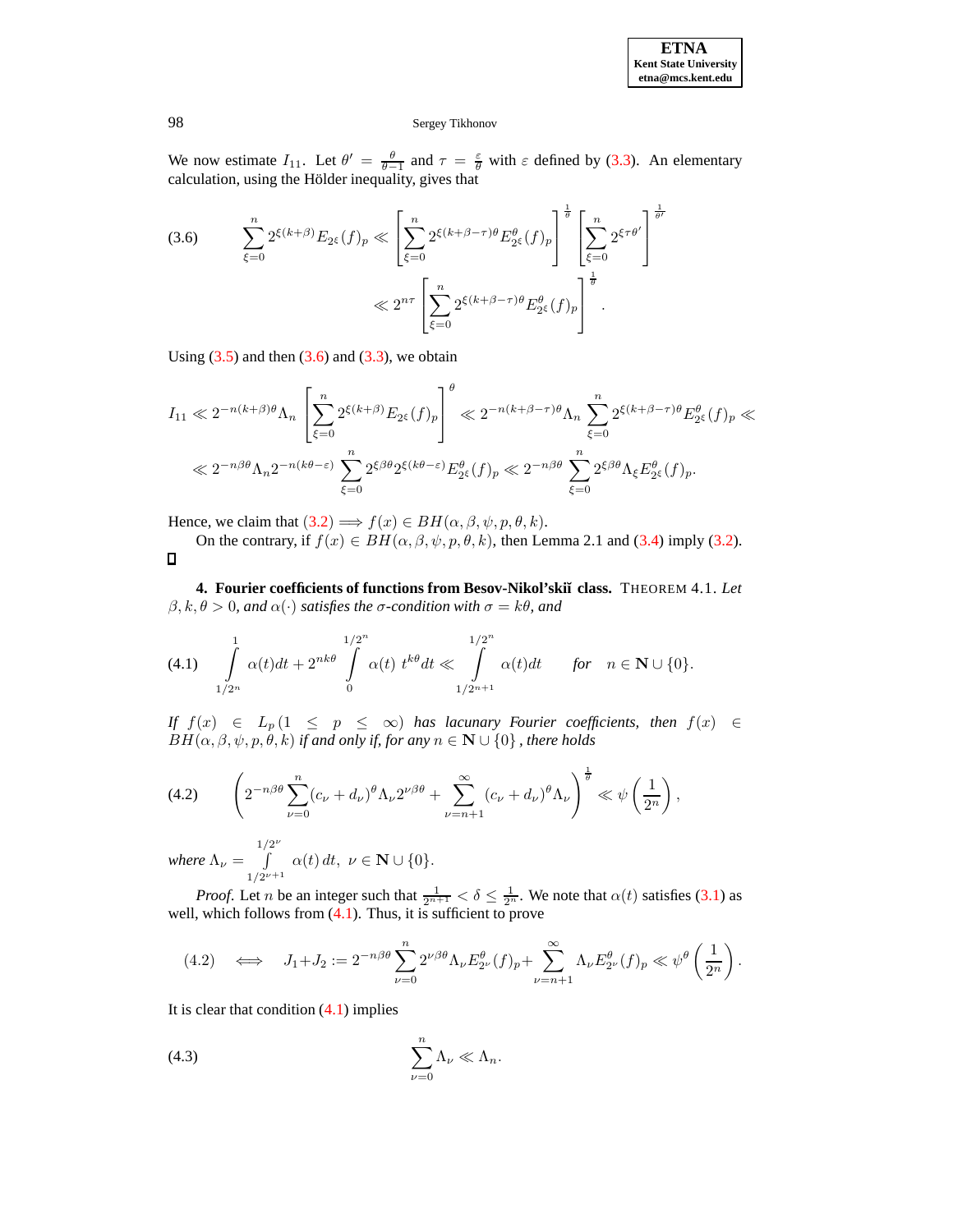We now estimate $I_{11}$. Let $\theta' = \frac{\theta}{\theta-1}$ and $\tau = \frac{\varepsilon}{\theta}$ with $\varepsilon$ defined by (3.3). An elementary calculation, using the Hölder inequality, gives that

$$\sum_{\xi=0}^{n} 2^{\xi(k+\beta)} E_{2^\xi}(f)_p \ll \left[\sum_{\xi=0}^{n} 2^{\xi(k+\beta-\tau)\theta} E_{2^\xi}^{\theta}(f)_p\right]^{\frac{1}{\theta}} \left[\sum_{\xi=0}^{n} 2^{\xi\tau\theta'}\right]^{\frac{1}{\theta'}} \ll 2^{n\tau}\left[\sum_{\xi=0}^{n} 2^{\xi(k+\beta-\tau)\theta} E_{2^\xi}^{\theta}(f)_p\right]^{\frac{1}{\theta}}. \tag{3.6}$$

Using (3.5) and then (3.6) and (3.3), we obtain

$$I_{11} \ll 2^{-n(k+\beta)\theta}\Lambda_n \left[\sum_{\xi=0}^{n} 2^{\xi(k+\beta)} E_{2^\xi}(f)_p\right]^{\theta} \ll 2^{-n(k+\beta-\tau)\theta}\Lambda_n \sum_{\xi=0}^{n} 2^{\xi(k+\beta-\tau)\theta} E_{2^\xi}^{\theta}(f)_p \ll$$

$$\ll 2^{-n\beta\theta}\Lambda_n 2^{-n(k\theta-\varepsilon)} \sum_{\xi=0}^{n} 2^{\xi\beta\theta} 2^{\xi(k\theta-\varepsilon)} E_{2^\xi}^{\theta}(f)_p \ll 2^{-n\beta\theta} \sum_{\xi=0}^{n} 2^{\xi\beta\theta}\Lambda_\xi E_{2^\xi}^{\theta}(f)_p.$$

Hence, we claim that (3.2) $\Longrightarrow f(x) \in BH(\alpha, \beta, \psi, p, \theta, k)$.

On the contrary, if $f(x) \in BH(\alpha, \beta, \psi, p, \theta, k)$, then Lemma 2.1 and (3.4) imply (3.2). ∎

## 4. Fourier coefficients of functions from Besov-Nikol'skiĭ class.

THEOREM 4.1. *Let $\beta, k, \theta > 0$, and $\alpha(\cdot)$ satisfies the $\sigma$-condition with $\sigma = k\theta$, and*

$$\int_{1/2^n}^{1} \alpha(t)dt + 2^{nk\theta}\int_{0}^{1/2^n} \alpha(t)\, t^{k\theta}dt \ll \int_{1/2^{n+1}}^{1/2^n} \alpha(t)dt \qquad \textit{for} \quad n \in \mathbf{N}\cup\{0\}. \tag{4.1}$$

*If $f(x) \in L_p (1 \le p \le \infty)$ has lacunary Fourier coefficients, then $f(x) \in BH(\alpha, \beta, \psi, p, \theta, k)$ if and only if, for any $n \in \mathbf{N}\cup\{0\}$, there holds*

$$\left(2^{-n\beta\theta}\sum_{\nu=0}^{n}(c_\nu + d_\nu)^\theta \Lambda_\nu 2^{\nu\beta\theta} + \sum_{\nu=n+1}^{\infty}(c_\nu + d_\nu)^\theta\Lambda_\nu\right)^{\frac{1}{\theta}} \ll \psi\left(\frac{1}{2^n}\right), \tag{4.2}$$

*where $\Lambda_\nu = \int\limits_{1/2^{\nu+1}}^{1/2^\nu} \alpha(t)\, dt,\ \nu \in \mathbf{N}\cup\{0\}$.*

*Proof.* Let $n$ be an integer such that $\frac{1}{2^{n+1}} < \delta \le \frac{1}{2^n}$. We note that $\alpha(t)$ satisfies (3.1) as well, which follows from (4.1). Thus, it is sufficient to prove

$$(4.2) \iff J_1 + J_2 := 2^{-n\beta\theta}\sum_{\nu=0}^{n} 2^{\nu\beta\theta}\Lambda_\nu E_{2^\nu}^{\theta}(f)_p + \sum_{\nu=n+1}^{\infty}\Lambda_\nu E_{2^\nu}^{\theta}(f)_p \ll \psi^\theta\left(\frac{1}{2^n}\right).$$

It is clear that condition (4.1) implies

$$\sum_{\nu=0}^{n}\Lambda_\nu \ll \Lambda_n. \tag{4.3}$$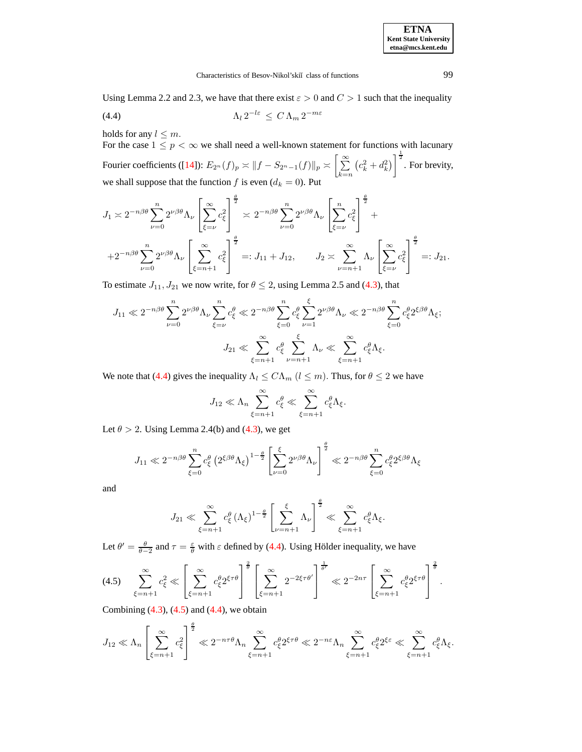Using Lemma 2.2 and 2.3, we have that there exist $\varepsilon > 0$ and $C > 1$ such that the inequality

$$\Lambda_l \, 2^{-l\varepsilon} \leq C \, \Lambda_m \, 2^{-m\varepsilon} \tag{4.4}$$

holds for any $l \leq m$.

For the case $1 \leq p < \infty$ we shall need a well-known statement for functions with lacunary Fourier coefficients ([14]): $E_{2^n}(f)_p \asymp \|f - S_{2^n-1}(f)\|_p \asymp \left[ \sum\limits_{k=n}^{\infty} \left( c_k^2 + d_k^2 \right) \right]^{\frac{1}{2}}$. For brevity, we shall suppose that the function $f$ is even ($d_k = 0$). Put

$$J_1 \asymp 2^{-n\beta\theta} \sum_{\nu=0}^{n} 2^{\nu\beta\theta} \Lambda_\nu \left[ \sum_{\xi=\nu}^{\infty} c_\xi^2 \right]^{\frac{\theta}{2}} \asymp 2^{-n\beta\theta} \sum_{\nu=0}^{n} 2^{\nu\beta\theta} \Lambda_\nu \left[ \sum_{\xi=\nu}^{n} c_\xi^2 \right]^{\frac{\theta}{2}} +$$

$$+ 2^{-n\beta\theta} \sum_{\nu=0}^{n} 2^{\nu\beta\theta} \Lambda_\nu \left[ \sum_{\xi=n+1}^{\infty} c_\xi^2 \right]^{\frac{\theta}{2}} =: J_{11} + J_{12}, \qquad J_2 \asymp \sum_{\nu=n+1}^{\infty} \Lambda_\nu \left[ \sum_{\xi=\nu}^{\infty} c_\xi^2 \right]^{\frac{\theta}{2}} =: J_{21}.$$

To estimate $J_{11}, J_{21}$ we now write, for $\theta \leq 2$, using Lemma 2.5 and (4.3), that

$$J_{11} \ll 2^{-n\beta\theta} \sum_{\nu=0}^{n} 2^{\nu\beta\theta} \Lambda_\nu \sum_{\xi=\nu}^{n} c_\xi^\theta \ll 2^{-n\beta\theta} \sum_{\xi=0}^{n} c_\xi^\theta \sum_{\nu=1}^{\xi} 2^{\nu\beta\theta} \Lambda_\nu \ll 2^{-n\beta\theta} \sum_{\xi=0}^{n} c_\xi^\theta 2^{\xi\beta\theta} \Lambda_\xi;$$

$$J_{21} \ll \sum_{\xi=n+1}^{\infty} c_\xi^\theta \sum_{\nu=n+1}^{\xi} \Lambda_\nu \ll \sum_{\xi=n+1}^{\infty} c_\xi^\theta \Lambda_\xi.$$

We note that (4.4) gives the inequality $\Lambda_l \leq C \Lambda_m$ $(l \leq m)$. Thus, for $\theta \leq 2$ we have

$$J_{12} \ll \Lambda_n \sum_{\xi=n+1}^{\infty} c_\xi^\theta \ll \sum_{\xi=n+1}^{\infty} c_\xi^\theta \Lambda_\xi.$$

Let $\theta > 2$. Using Lemma 2.4(b) and (4.3), we get

$$J_{11} \ll 2^{-n\beta\theta} \sum_{\xi=0}^{n} c_\xi^\theta \left( 2^{\xi\beta\theta} \Lambda_\xi \right)^{1-\frac{\theta}{2}} \left[ \sum_{\nu=0}^{\xi} 2^{\nu\beta\theta} \Lambda_\nu \right]^{\frac{\theta}{2}} \ll 2^{-n\beta\theta} \sum_{\xi=0}^{n} c_\xi^\theta 2^{\xi\beta\theta} \Lambda_\xi$$

and

$$J_{21} \ll \sum_{\xi=n+1}^{\infty} c_\xi^\theta \left( \Lambda_\xi \right)^{1-\frac{\theta}{2}} \left[ \sum_{\nu=n+1}^{\xi} \Lambda_\nu \right]^{\frac{\theta}{2}} \ll \sum_{\xi=n+1}^{\infty} c_\xi^\theta \Lambda_\xi.$$

Let $\theta' = \frac{\theta}{\theta - 2}$ and $\tau = \frac{\varepsilon}{\theta}$ with $\varepsilon$ defined by (4.4). Using Hölder inequality, we have

$$\sum_{\xi=n+1}^{\infty} c_\xi^2 \ll \left[ \sum_{\xi=n+1}^{\infty} c_\xi^\theta 2^{\xi\tau\theta} \right]^{\frac{2}{\theta}} \left[ \sum_{\xi=n+1}^{\infty} 2^{-2\xi\tau\theta'} \right]^{\frac{1}{\theta'}} \ll 2^{-2n\tau} \left[ \sum_{\xi=n+1}^{\infty} c_\xi^\theta 2^{\xi\tau\theta} \right]^{\frac{2}{\theta}}. \tag{4.5}$$

Combining (4.3), (4.5) and (4.4), we obtain

$$J_{12} \ll \Lambda_n \left[ \sum_{\xi=n+1}^{\infty} c_\xi^2 \right]^{\frac{\theta}{2}} \ll 2^{-n\tau\theta} \Lambda_n \sum_{\xi=n+1}^{\infty} c_\xi^\theta 2^{\xi\tau\theta} \ll 2^{-n\varepsilon} \Lambda_n \sum_{\xi=n+1}^{\infty} c_\xi^\theta 2^{\xi\varepsilon} \ll \sum_{\xi=n+1}^{\infty} c_\xi^\theta \Lambda_\xi.$$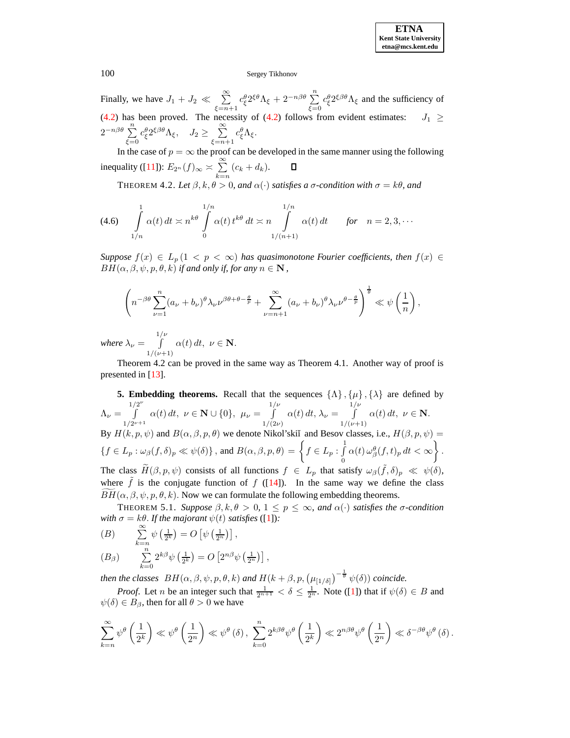Finally, we have $J_1 + J_2 \ll \sum\limits_{\xi=n+1}^{\infty} c_\xi^\theta 2^{\xi\theta}\Lambda_\xi + 2^{-n\beta\theta}\sum\limits_{\xi=0}^{n} c_\xi^\theta 2^{\xi\beta\theta}\Lambda_\xi$ and the sufficiency of (4.2) has been proved. The necessity of (4.2) follows from evident estimates: $J_1 \geq 2^{-n\beta\theta}\sum\limits_{\xi=0}^{n} c_\xi^\theta 2^{\xi\beta\theta}\Lambda_\xi, \quad J_2 \geq \sum\limits_{\xi=n+1}^{\infty} c_\xi^\theta \Lambda_\xi.$

In the case of $p=\infty$ the proof can be developed in the same manner using the following inequality ([11]): $E_{2^n}(f)_\infty \asymp \sum\limits_{k=n}^{\infty}(c_k+d_k).$ $\square$

THEOREM 4.2. *Let $\beta, k, \theta > 0$, and $\alpha(\cdot)$ satisfies a $\sigma$-condition with $\sigma = k\theta$, and*

$$\int\limits_{1/n}^{1}\alpha(t)\,dt \asymp n^{k\theta}\int\limits_{0}^{1/n}\alpha(t)\,t^{k\theta}\,dt \asymp n\int\limits_{1/(n+1)}^{1/n}\alpha(t)\,dt \qquad \text{for} \quad n=2,3,\cdots \tag{4.6}$$

*Suppose $f(x)\in L_p\,(1<p<\infty)$ has quasimonotone Fourier coefficients, then $f(x)\in BH(\alpha,\beta,\psi,p,\theta,k)$ if and only if, for any $n\in\mathbf{N}$,*

$$\left(n^{-\beta\theta}\sum_{\nu=1}^{n}(a_\nu+b_\nu)^\theta\lambda_\nu\nu^{\beta\theta+\theta-\frac{\theta}{p}} + \sum_{\nu=n+1}^{\infty}(a_\nu+b_\nu)^\theta\lambda_\nu\nu^{\theta-\frac{\theta}{p}}\right)^{\frac{1}{\theta}} \ll \psi\left(\frac{1}{n}\right),$$

*where $\lambda_\nu = \int\limits_{1/(\nu+1)}^{1/\nu}\alpha(t)\,dt,\ \nu\in\mathbf{N}.$*

Theorem 4.2 can be proved in the same way as Theorem 4.1. Another way of proof is presented in [13].

**5. Embedding theorems.** Recall that the sequences $\{\Lambda\},\{\mu\},\{\lambda\}$ are defined by $\Lambda_\nu = \int\limits_{1/2^{\nu+1}}^{1/2^\nu}\alpha(t)\,dt,\ \nu\in\mathbf{N}\cup\{0\},\ \mu_\nu = \int\limits_{1/(2\nu)}^{1/\nu}\alpha(t)\,dt,\ \lambda_\nu = \int\limits_{1/(\nu+1)}^{1/\nu}\alpha(t)\,dt,\ \nu\in\mathbf{N}.$ By $H(k,p,\psi)$ and $B(\alpha,\beta,p,\theta)$ we denote Nikol'skiĭ and Besov classes, i.e., $H(\beta,p,\psi) = \{f\in L_p : \omega_\beta(f,\delta)_p \ll \psi(\delta)\}$, and $B(\alpha,\beta,p,\theta) = \left\{f\in L_p : \int\limits_0^1 \alpha(t)\,\omega_\beta^\theta(f,t)_p\,dt<\infty\right\}.$ The class $\widetilde{H}(\beta,p,\psi)$ consists of all functions $f\in L_p$ that satisfy $\omega_\beta(\tilde{f},\delta)_p \ll \psi(\delta)$, where $\tilde{f}$ is the conjugate function of $f$ ([14]). In the same way we define the class $\widetilde{BH}(\alpha,\beta,\psi,p,\theta,k)$. Now we can formulate the following embedding theorems.

THEOREM 5.1. *Suppose $\beta,k,\theta>0,\ 1\le p\le\infty$, and $\alpha(\cdot)$ satisfies the $\sigma$-condition with $\sigma=k\theta$. If the majorant $\psi(t)$ satisfies* ([1])*:*

$$(B) \qquad \sum_{k=n}^{\infty}\psi\left(\tfrac{1}{2^k}\right) = O\left[\psi\left(\tfrac{1}{2^n}\right)\right],$$

$$(B_\beta) \qquad \sum_{k=0}^{n}2^{k\beta}\psi\left(\tfrac{1}{2^k}\right) = O\left[2^{n\beta}\psi\left(\tfrac{1}{2^n}\right)\right],$$

*then the classes $BH(\alpha,\beta,\psi,p,\theta,k)$ and $H\left(k+\beta,p,\left(\mu_{[1/\delta]}\right)^{-\frac{1}{\theta}}\psi(\delta)\right)$ coincide.*

*Proof.* Let $n$ be an integer such that $\frac{1}{2^{n+1}}<\delta\le\frac{1}{2^n}$. Note ([1]) that if $\psi(\delta)\in B$ and $\psi(\delta)\in B_\beta$, then for all $\theta>0$ we have

$$\sum_{k=n}^{\infty}\psi^\theta\left(\frac{1}{2^k}\right)\ll\psi^\theta\left(\frac{1}{2^n}\right)\ll\psi^\theta(\delta),\ \sum_{k=0}^{n}2^{k\beta\theta}\psi^\theta\left(\frac{1}{2^k}\right)\ll 2^{n\beta\theta}\psi^\theta\left(\frac{1}{2^n}\right)\ll\delta^{-\beta\theta}\psi^\theta(\delta).$$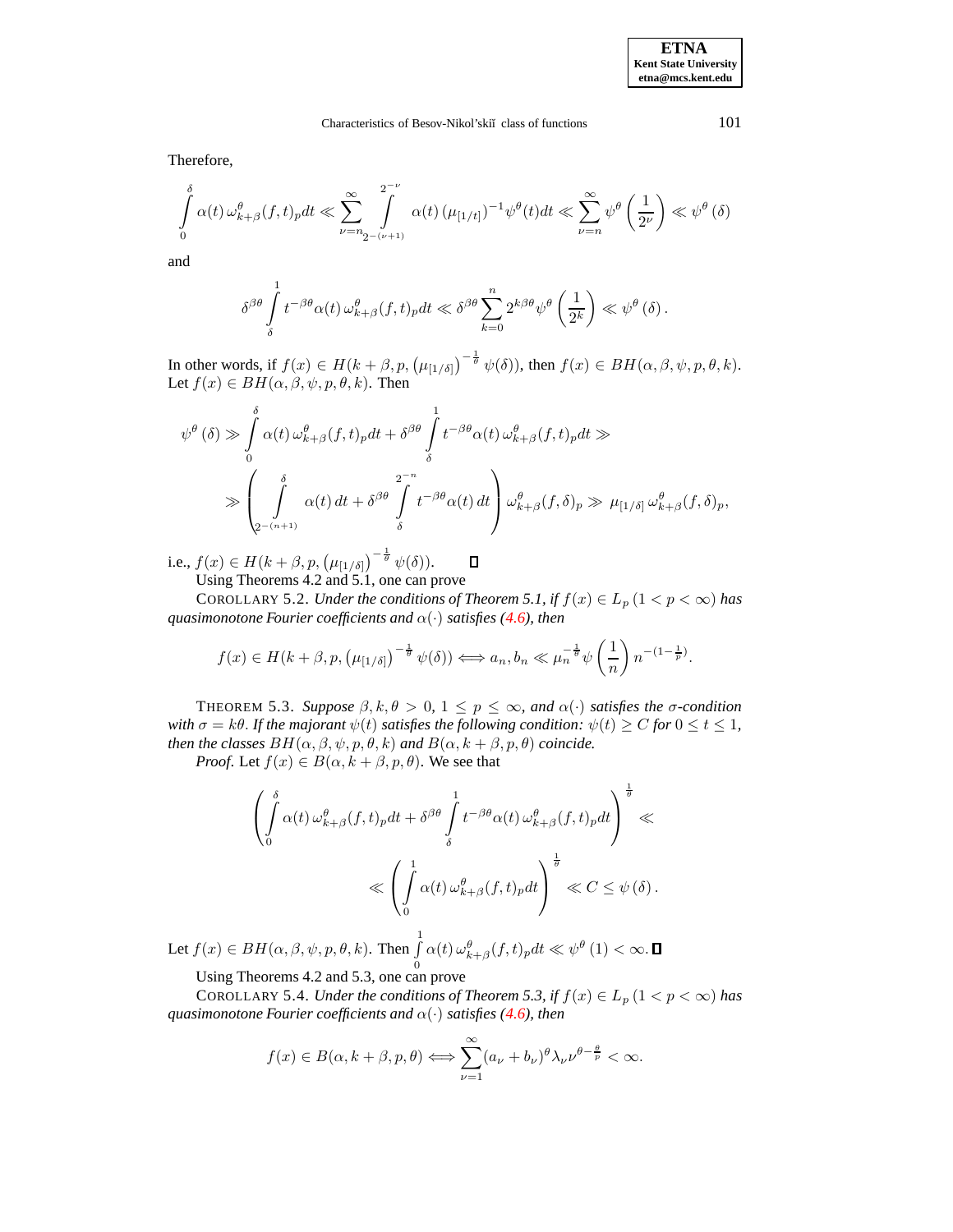Therefore,

$$\int_0^{\delta} \alpha(t)\, \omega_{k+\beta}^{\theta}(f,t)_p dt \ll \sum_{\nu=n}^{\infty} \int_{2^{-(\nu+1)}}^{2^{-\nu}} \alpha(t) \left(\mu_{[1/t]}\right)^{-1} \psi^{\theta}(t) dt \ll \sum_{\nu=n}^{\infty} \psi^{\theta}\left(\frac{1}{2^{\nu}}\right) \ll \psi^{\theta}(\delta)$$

and

$$\delta^{\beta\theta} \int_{\delta}^{1} t^{-\beta\theta} \alpha(t)\, \omega_{k+\beta}^{\theta}(f,t)_p dt \ll \delta^{\beta\theta} \sum_{k=0}^{n} 2^{k\beta\theta} \psi^{\theta}\left(\frac{1}{2^{k}}\right) \ll \psi^{\theta}(\delta).$$

In other words, if $f(x) \in H(k+\beta, p, \left(\mu_{[1/\delta]}\right)^{-\frac{1}{\theta}} \psi(\delta))$, then $f(x) \in BH(\alpha, \beta, \psi, p, \theta, k)$. Let $f(x) \in BH(\alpha, \beta, \psi, p, \theta, k)$. Then

$$\psi^{\theta}(\delta) \gg \int_0^{\delta} \alpha(t)\, \omega_{k+\beta}^{\theta}(f,t)_p dt + \delta^{\beta\theta} \int_{\delta}^{1} t^{-\beta\theta} \alpha(t)\, \omega_{k+\beta}^{\theta}(f,t)_p dt \gg$$

$$\gg \left( \int_{2^{-(n+1)}}^{\delta} \alpha(t)\, dt + \delta^{\beta\theta} \int_{\delta}^{2^{-n}} t^{-\beta\theta} \alpha(t)\, dt \right) \omega_{k+\beta}^{\theta}(f,\delta)_p \gg \mu_{[1/\delta]}\, \omega_{k+\beta}^{\theta}(f,\delta)_p,$$

i.e., $f(x) \in H(k+\beta, p, \left(\mu_{[1/\delta]}\right)^{-\frac{1}{\theta}} \psi(\delta))$. $\square$

Using Theorems 4.2 and 5.1, one can prove

COROLLARY 5.2. *Under the conditions of Theorem 5.1, if $f(x) \in L_p$ $(1 < p < \infty)$ has quasimonotone Fourier coefficients and $\alpha(\cdot)$ satisfies (4.6), then*

$$f(x) \in H(k+\beta, p, \left(\mu_{[1/\delta]}\right)^{-\frac{1}{\theta}} \psi(\delta)) \Longleftrightarrow a_n, b_n \ll \mu_n^{-\frac{1}{\theta}} \psi\left(\frac{1}{n}\right) n^{-(1-\frac{1}{p})}.$$

THEOREM 5.3. *Suppose $\beta, k, \theta > 0$, $1 \le p \le \infty$, and $\alpha(\cdot)$ satisfies the $\sigma$-condition with $\sigma = k\theta$. If the majorant $\psi(t)$ satisfies the following condition: $\psi(t) \ge C$ for $0 \le t \le 1$, then the classes $BH(\alpha, \beta, \psi, p, \theta, k)$ and $B(\alpha, k+\beta, p, \theta)$ coincide.*

*Proof.* Let $f(x) \in B(\alpha, k+\beta, p, \theta)$. We see that

$$\left( \int_0^{\delta} \alpha(t)\, \omega_{k+\beta}^{\theta}(f,t)_p dt + \delta^{\beta\theta} \int_{\delta}^{1} t^{-\beta\theta} \alpha(t)\, \omega_{k+\beta}^{\theta}(f,t)_p dt \right)^{\frac{1}{\theta}} \ll$$

$$\ll \left( \int_0^{1} \alpha(t)\, \omega_{k+\beta}^{\theta}(f,t)_p dt \right)^{\frac{1}{\theta}} \ll C \le \psi(\delta).$$

Let $f(x) \in BH(\alpha, \beta, \psi, p, \theta, k)$. Then $\int_0^1 \alpha(t)\, \omega_{k+\beta}^{\theta}(f,t)_p dt \ll \psi^{\theta}(1) < \infty$. $\square$

Using Theorems 4.2 and 5.3, one can prove

COROLLARY 5.4. *Under the conditions of Theorem 5.3, if $f(x) \in L_p$ $(1 < p < \infty)$ has quasimonotone Fourier coefficients and $\alpha(\cdot)$ satisfies (4.6), then*

$$f(x) \in B(\alpha, k+\beta, p, \theta) \Longleftrightarrow \sum_{\nu=1}^{\infty} (a_\nu + b_\nu)^{\theta} \lambda_\nu \nu^{\theta - \frac{\theta}{p}} < \infty.$$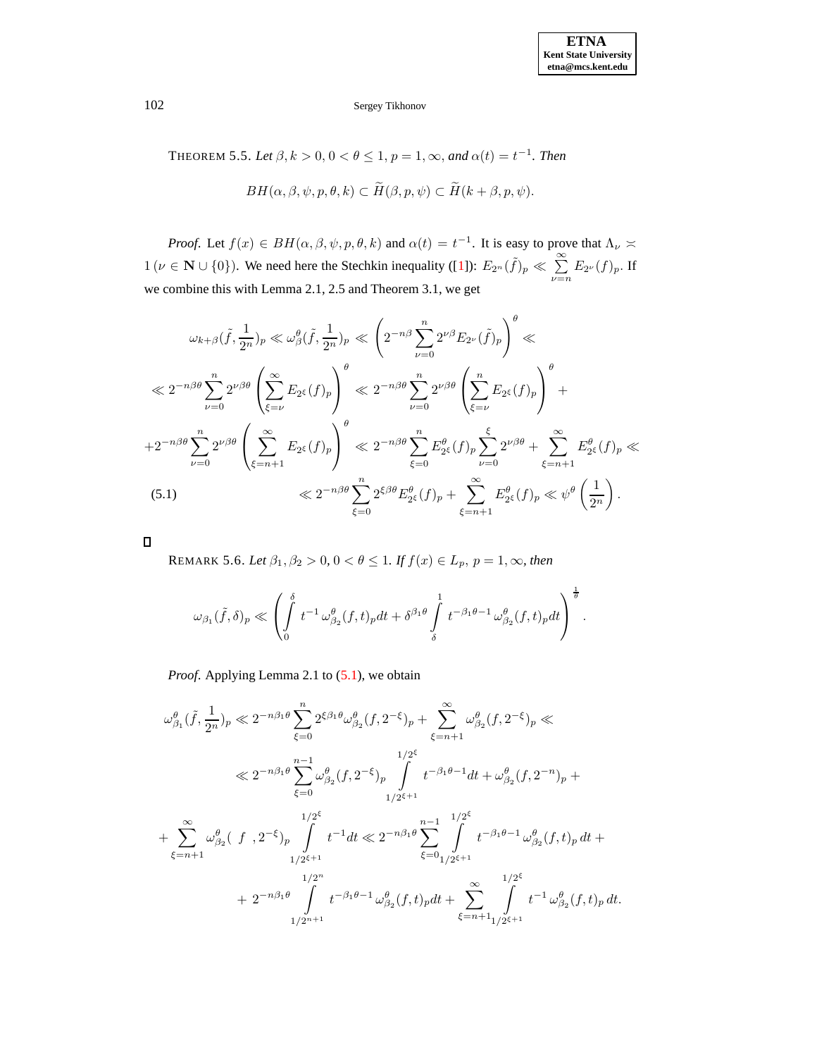THEOREM 5.5. *Let $\beta, k > 0$, $0 < \theta \le 1$, $p = 1, \infty$, and $\alpha(t) = t^{-1}$. Then*

$$BH(\alpha, \beta, \psi, p, \theta, k) \subset \widetilde{H}(\beta, p, \psi) \subset \widetilde{H}(k + \beta, p, \psi).$$

*Proof.* Let $f(x) \in BH(\alpha, \beta, \psi, p, \theta, k)$ and $\alpha(t) = t^{-1}$. It is easy to prove that $\Lambda_\nu \asymp 1\,(\nu \in \mathbf{N} \cup \{0\})$. We need here the Stechkin inequality ([1]): $E_{2^n}(\tilde{f})_p \ll \sum\limits_{\nu=n}^{\infty} E_{2^\nu}(f)_p$. If we combine this with Lemma 2.1, 2.5 and Theorem 3.1, we get

$$\omega_{k+\beta}(\tilde{f}, \frac{1}{2^n})_p \ll \omega_\beta^\theta(\tilde{f}, \frac{1}{2^n})_p \ll \left( 2^{-n\beta} \sum_{\nu=0}^{n} 2^{\nu\beta} E_{2^\nu}(\tilde{f})_p \right)^\theta \ll$$

$$\ll 2^{-n\beta\theta} \sum_{\nu=0}^{n} 2^{\nu\beta\theta} \left( \sum_{\xi=\nu}^{\infty} E_{2^\xi}(f)_p \right)^\theta \ll 2^{-n\beta\theta} \sum_{\nu=0}^{n} 2^{\nu\beta\theta} \left( \sum_{\xi=\nu}^{n} E_{2^\xi}(f)_p \right)^\theta +$$

$$+ 2^{-n\beta\theta} \sum_{\nu=0}^{n} 2^{\nu\beta\theta} \left( \sum_{\xi=n+1}^{\infty} E_{2^\xi}(f)_p \right)^\theta \ll 2^{-n\beta\theta} \sum_{\xi=0}^{n} E_{2^\xi}^\theta(f)_p \sum_{\nu=0}^{\xi} 2^{\nu\beta\theta} + \sum_{\xi=n+1}^{\infty} E_{2^\xi}^\theta(f)_p \ll$$

$$\ll 2^{-n\beta\theta} \sum_{\xi=0}^{n} 2^{\xi\beta\theta} E_{2^\xi}^\theta(f)_p + \sum_{\xi=n+1}^{\infty} E_{2^\xi}^\theta(f)_p \ll \psi^\theta\left(\frac{1}{2^n}\right). \tag{5.1}$$

□

REMARK 5.6. *Let $\beta_1, \beta_2 > 0$, $0 < \theta \le 1$. If $f(x) \in L_p$, $p = 1, \infty$, then*

$$\omega_{\beta_1}(\tilde{f}, \delta)_p \ll \left( \int_0^\delta t^{-1}\, \omega_{\beta_2}^\theta(f, t)_p dt + \delta^{\beta_1\theta} \int_\delta^1 t^{-\beta_1\theta - 1}\, \omega_{\beta_2}^\theta(f, t)_p dt \right)^{\frac{1}{\theta}}.$$

*Proof.* Applying Lemma 2.1 to (5.1), we obtain

$$\omega_{\beta_1}^\theta(\tilde{f}, \frac{1}{2^n})_p \ll 2^{-n\beta_1\theta} \sum_{\xi=0}^{n} 2^{\xi\beta_1\theta} \omega_{\beta_2}^\theta(f, 2^{-\xi})_p + \sum_{\xi=n+1}^{\infty} \omega_{\beta_2}^\theta(f, 2^{-\xi})_p \ll$$

$$\ll 2^{-n\beta_1\theta} \sum_{\xi=0}^{n-1} \omega_{\beta_2}^\theta(f, 2^{-\xi})_p \int_{1/2^{\xi+1}}^{1/2^\xi} t^{-\beta_1\theta - 1} dt + \omega_{\beta_2}^\theta(f, 2^{-n})_p +$$

$$+ \sum_{\xi=n+1}^{\infty} \omega_{\beta_2}^\theta(f, 2^{-\xi})_p \int_{1/2^{\xi+1}}^{1/2^\xi} t^{-1} dt \ll 2^{-n\beta_1\theta} \sum_{\xi=0}^{n-1} \int_{1/2^{\xi+1}}^{1/2^\xi} t^{-\beta_1\theta - 1}\, \omega_{\beta_2}^\theta(f, t)_p\, dt +$$

$$+ 2^{-n\beta_1\theta} \int_{1/2^{n+1}}^{1/2^n} t^{-\beta_1\theta - 1}\, \omega_{\beta_2}^\theta(f, t)_p dt + \sum_{\xi=n+1}^{\infty} \int_{1/2^{\xi+1}}^{1/2^\xi} t^{-1}\, \omega_{\beta_2}^\theta(f, t)_p\, dt.$$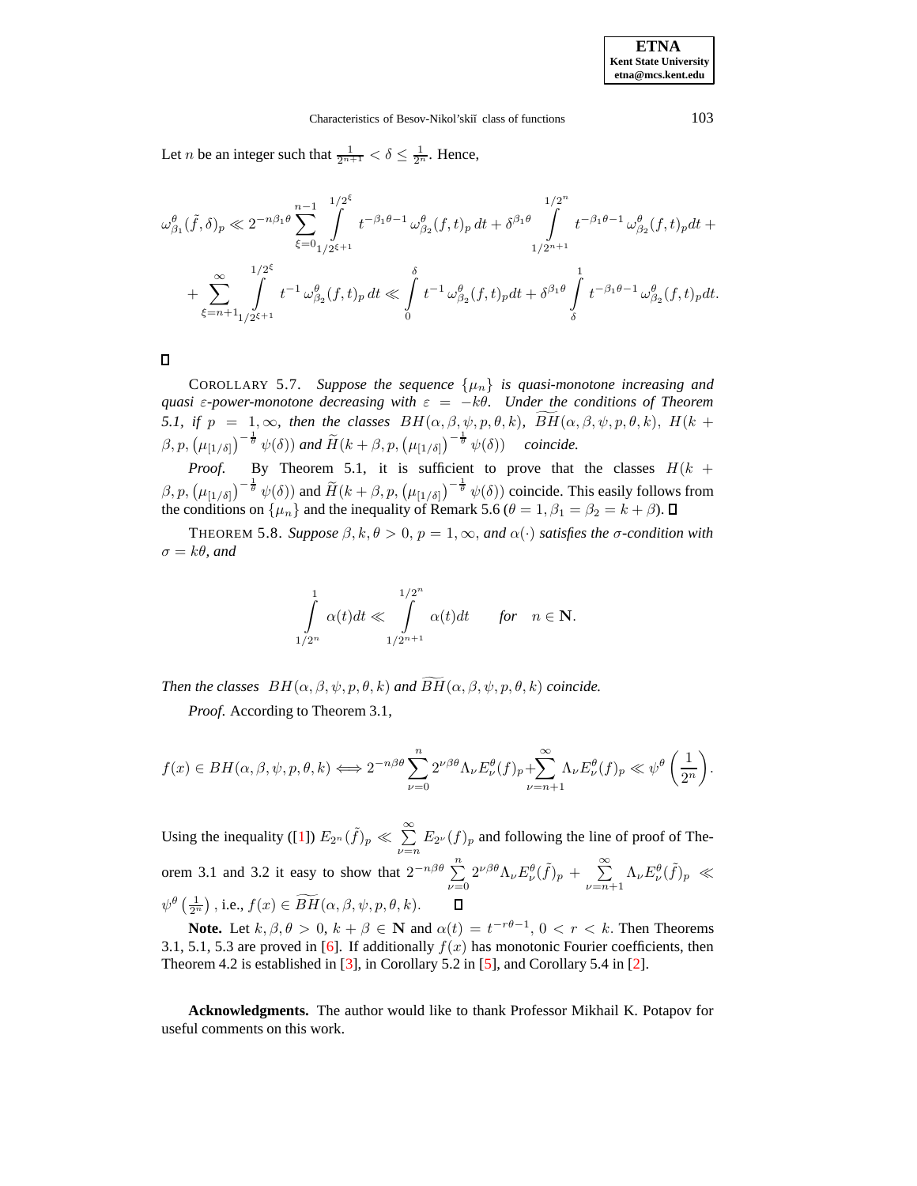Let $n$ be an integer such that $\frac{1}{2^{n+1}} < \delta \leq \frac{1}{2^n}$. Hence,

$$\omega^{\theta}_{\beta_1}(\tilde{f}, \delta)_p \ll 2^{-n\beta_1\theta} \sum_{\xi=0}^{n-1} \int\limits_{1/2^{\xi+1}}^{1/2^{\xi}} t^{-\beta_1\theta-1}\, \omega^{\theta}_{\beta_2}(f,t)_p\, dt + \delta^{\beta_1\theta} \int\limits_{1/2^{n+1}}^{1/2^{n}} t^{-\beta_1\theta-1}\, \omega^{\theta}_{\beta_2}(f,t)_p dt +$$

$$+ \sum_{\xi=n+1}^{\infty} \int\limits_{1/2^{\xi+1}}^{1/2^{\xi}} t^{-1}\, \omega^{\theta}_{\beta_2}(f,t)_p\, dt \ll \int\limits_{0}^{\delta} t^{-1}\, \omega^{\theta}_{\beta_2}(f,t)_p dt + \delta^{\beta_1\theta} \int\limits_{\delta}^{1} t^{-\beta_1\theta-1}\, \omega^{\theta}_{\beta_2}(f,t)_p dt.$$

□

COROLLARY 5.7. *Suppose the sequence $\{\mu_n\}$ is quasi-monotone increasing and quasi $\varepsilon$-power-monotone decreasing with $\varepsilon = -k\theta$. Under the conditions of Theorem 5.1, if $p = 1, \infty$, then the classes $BH(\alpha, \beta, \psi, p, \theta, k)$, $\widetilde{BH}(\alpha, \beta, \psi, p, \theta, k)$, $H(k+\beta, p, \left(\mu_{[1/\delta]}\right)^{-\frac{1}{\theta}} \psi(\delta))$ and $\widetilde{H}(k+\beta, p, \left(\mu_{[1/\delta]}\right)^{-\frac{1}{\theta}} \psi(\delta))$ coincide.*

*Proof.* By Theorem 5.1, it is sufficient to prove that the classes $H(k+\beta, p, \left(\mu_{[1/\delta]}\right)^{-\frac{1}{\theta}} \psi(\delta))$ and $\widetilde{H}(k+\beta, p, \left(\mu_{[1/\delta]}\right)^{-\frac{1}{\theta}} \psi(\delta))$ coincide. This easily follows from the conditions on $\{\mu_n\}$ and the inequality of Remark 5.6 ($\theta = 1, \beta_1 = \beta_2 = k+\beta$). □

THEOREM 5.8. *Suppose $\beta, k, \theta > 0$, $p = 1, \infty$, and $\alpha(\cdot)$ satisfies the $\sigma$-condition with $\sigma = k\theta$, and*

$$\int\limits_{1/2^n}^{1} \alpha(t) dt \ll \int\limits_{1/2^{n+1}}^{1/2^n} \alpha(t) dt \qquad \textit{for} \quad n \in \mathbf{N}.$$

*Then the classes $BH(\alpha, \beta, \psi, p, \theta, k)$ and $\widetilde{BH}(\alpha, \beta, \psi, p, \theta, k)$ coincide.*

*Proof.* According to Theorem 3.1,

$$f(x) \in BH(\alpha, \beta, \psi, p, \theta, k) \Longleftrightarrow 2^{-n\beta\theta} \sum_{\nu=0}^{n} 2^{\nu\beta\theta} \Lambda_\nu E^{\theta}_{\nu}(f)_p + \sum_{\nu=n+1}^{\infty} \Lambda_\nu E^{\theta}_{\nu}(f)_p \ll \psi^{\theta}\left(\frac{1}{2^n}\right).$$

Using the inequality ([1]) $E_{2^n}(\tilde{f})_p \ll \sum\limits_{\nu=n}^{\infty} E_{2^\nu}(f)_p$ and following the line of proof of Theorem 3.1 and 3.2 it easy to show that $2^{-n\beta\theta} \sum\limits_{\nu=0}^{n} 2^{\nu\beta\theta} \Lambda_\nu E^{\theta}_{\nu}(\tilde{f})_p + \sum\limits_{\nu=n+1}^{\infty} \Lambda_\nu E^{\theta}_{\nu}(\tilde{f})_p \ll \psi^{\theta}\left(\frac{1}{2^n}\right)$, i.e., $f(x) \in \widetilde{BH}(\alpha, \beta, \psi, p, \theta, k)$. □

**Note.** Let $k, \beta, \theta > 0$, $k+\beta \in \mathbf{N}$ and $\alpha(t) = t^{-r\theta-1}$, $0 < r < k$. Then Theorems 3.1, 5.1, 5.3 are proved in [6]. If additionally $f(x)$ has monotonic Fourier coefficients, then Theorem 4.2 is established in [3], in Corollary 5.2 in [5], and Corollary 5.4 in [2].

**Acknowledgments.** The author would like to thank Professor Mikhail K. Potapov for useful comments on this work.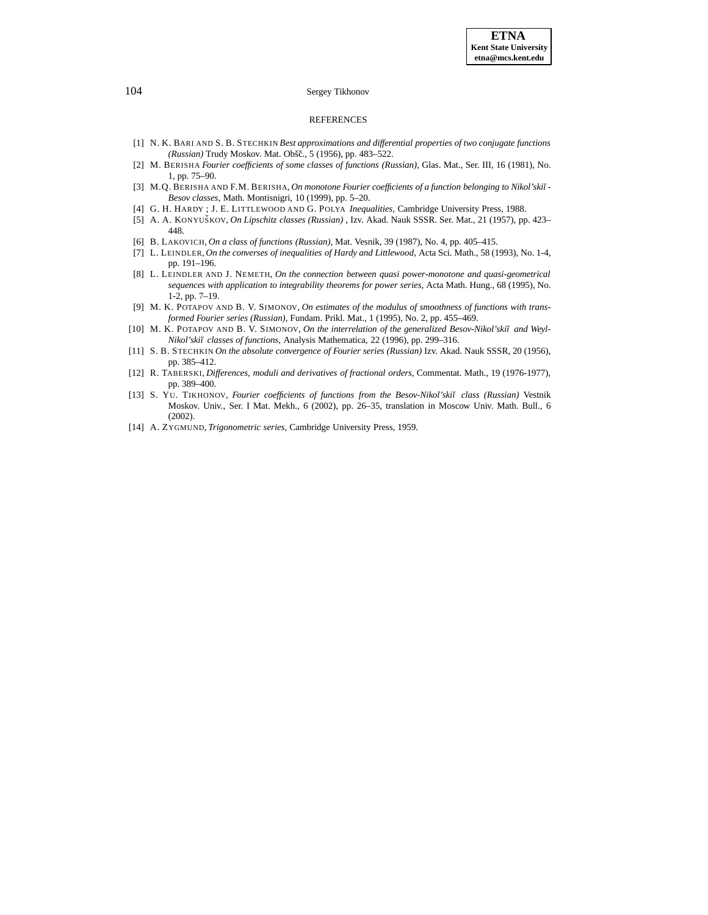## REFERENCES

[1] N. K. BARI AND S. B. STECHKIN *Best approximations and differential properties of two conjugate functions (Russian)* Trudy Moskov. Mat. Obšč., 5 (1956), pp. 483–522.

[2] M. BERISHA *Fourier coefficients of some classes of functions (Russian)*, Glas. Mat., Ser. III, 16 (1981), No. 1, pp. 75–90.

[3] M.Q. BERISHA AND F.M. BERISHA, *On monotone Fourier coefficients of a function belonging to Nikol'skiĭ-Besov classes*, Math. Montisnigri, 10 (1999), pp. 5–20.

[4] G. H. HARDY ; J. E. LITTLEWOOD AND G. POLYA *Inequalities*, Cambridge University Press, 1988.

[5] A. A. KONYUŠKOV, *On Lipschitz classes (Russian)* , Izv. Akad. Nauk SSSR. Ser. Mat., 21 (1957), pp. 423–448.

[6] B. LAKOVICH, *On a class of functions (Russian)*, Mat. Vesnik, 39 (1987), No. 4, pp. 405–415.

[7] L. LEINDLER, *On the converses of inequalities of Hardy and Littlewood*, Acta Sci. Math., 58 (1993), No. 1-4, pp. 191–196.

[8] L. LEINDLER AND J. NEMETH, *On the connection between quasi power-monotone and quasi-geometrical sequences with application to integrability theorems for power series*, Acta Math. Hung., 68 (1995), No. 1-2, pp. 7–19.

[9] M. K. POTAPOV AND B. V. SIMONOV, *On estimates of the modulus of smoothness of functions with transformed Fourier series (Russian)*, Fundam. Prikl. Mat., 1 (1995), No. 2, pp. 455–469.

[10] M. K. POTAPOV AND B. V. SIMONOV, *On the interrelation of the generalized Besov-Nikol'skiĭ and Weyl-Nikol'skiĭ classes of functions*, Analysis Mathematica, 22 (1996), pp. 299–316.

[11] S. B. STECHKIN *On the absolute convergence of Fourier series (Russian)* Izv. Akad. Nauk SSSR, 20 (1956), pp. 385–412.

[12] R. TABERSKI, *Differences, moduli and derivatives of fractional orders*, Commentat. Math., 19 (1976-1977), pp. 389–400.

[13] S. YU. TIKHONOV, *Fourier coefficients of functions from the Besov-Nikol'skiĭ class (Russian)* Vestnik Moskov. Univ., Ser. I Mat. Mekh., 6 (2002), pp. 26–35, translation in Moscow Univ. Math. Bull., 6 (2002).

[14] A. ZYGMUND, *Trigonometric series*, Cambridge University Press, 1959.